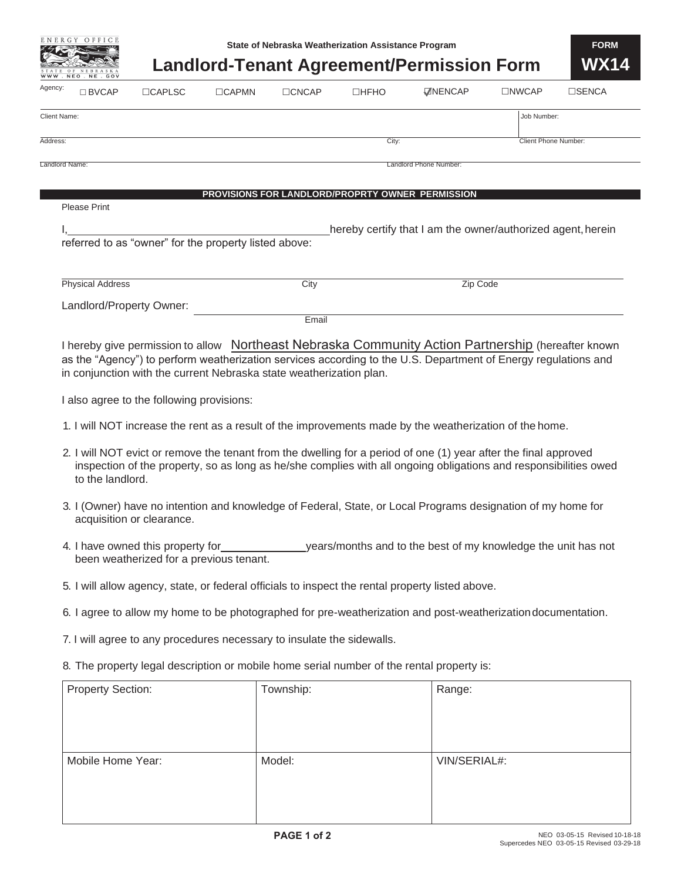ENERGY OFFICE
STATE OF NEBRASKA
WWW.NEO.NE.GOV

State of Nebraska Weatherization Assistance Program

# Landlord-Tenant Agreement/Permission Form

**FORM WX14**

Agency: ☐ BVCAP ☐CAPLSC ☐CAPMN ☐CNCAP ☐HFHO ☑NENCAP ☐NWCAP ☐SENCA

| Client Name: | | Job Number: |
|---|---|---|
| Address: | City: | Client Phone Number: |
| Landlord Name: | Landlord Phone Number: | |

## PROVISIONS FOR LANDLORD/PROPRTY OWNER PERMISSION

Please Print

I,\_\_\_\_\_\_\_\_\_\_\_\_\_\_\_\_\_\_\_\_\_\_\_\_\_\_\_\_\_\_\_\_\_\_hereby certify that I am the owner/authorized agent, herein referred to as "owner" for the property listed above:

\_\_\_\_\_\_\_\_\_\_\_\_\_\_\_\_\_\_\_\_\_\_\_\_\_\_\_\_\_\_\_\_\_\_\_\_\_\_\_\_\_\_\_\_\_\_\_\_\_\_\_\_\_\_\_\_\_\_
Physical Address City Zip Code

Landlord/Property Owner: \_\_\_\_\_\_\_\_\_\_\_\_\_\_\_\_\_\_\_\_\_\_\_\_\_\_\_\_\_\_\_\_\_\_\_\_\_\_\_\_\_\_
Email

I hereby give permission to allow Northeast Nebraska Community Action Partnership (hereafter known as the "Agency") to perform weatherization services according to the U.S. Department of Energy regulations and in conjunction with the current Nebraska state weatherization plan.

I also agree to the following provisions:

1. I will NOT increase the rent as a result of the improvements made by the weatherization of the home.
2. I will NOT evict or remove the tenant from the dwelling for a period of one (1) year after the final approved inspection of the property, so as long as he/she complies with all ongoing obligations and responsibilities owed to the landlord.
3. I (Owner) have no intention and knowledge of Federal, State, or Local Programs designation of my home for acquisition or clearance.
4. I have owned this property for\_\_\_\_\_\_\_\_\_\_\_\_\_\_years/months and to the best of my knowledge the unit has not been weatherized for a previous tenant.
5. I will allow agency, state, or federal officials to inspect the rental property listed above.
6. I agree to allow my home to be photographed for pre-weatherization and post-weatherization documentation.
7. I will agree to any procedures necessary to insulate the sidewalls.
8. The property legal description or mobile home serial number of the rental property is:

| Property Section: | Township: | Range: |
|---|---|---|
| Mobile Home Year: | Model: | VIN/SERIAL#: |

NEO 03-05-15 Revised 10-18-18
Supercedes NEO 03-05-15 Revised 03-29-18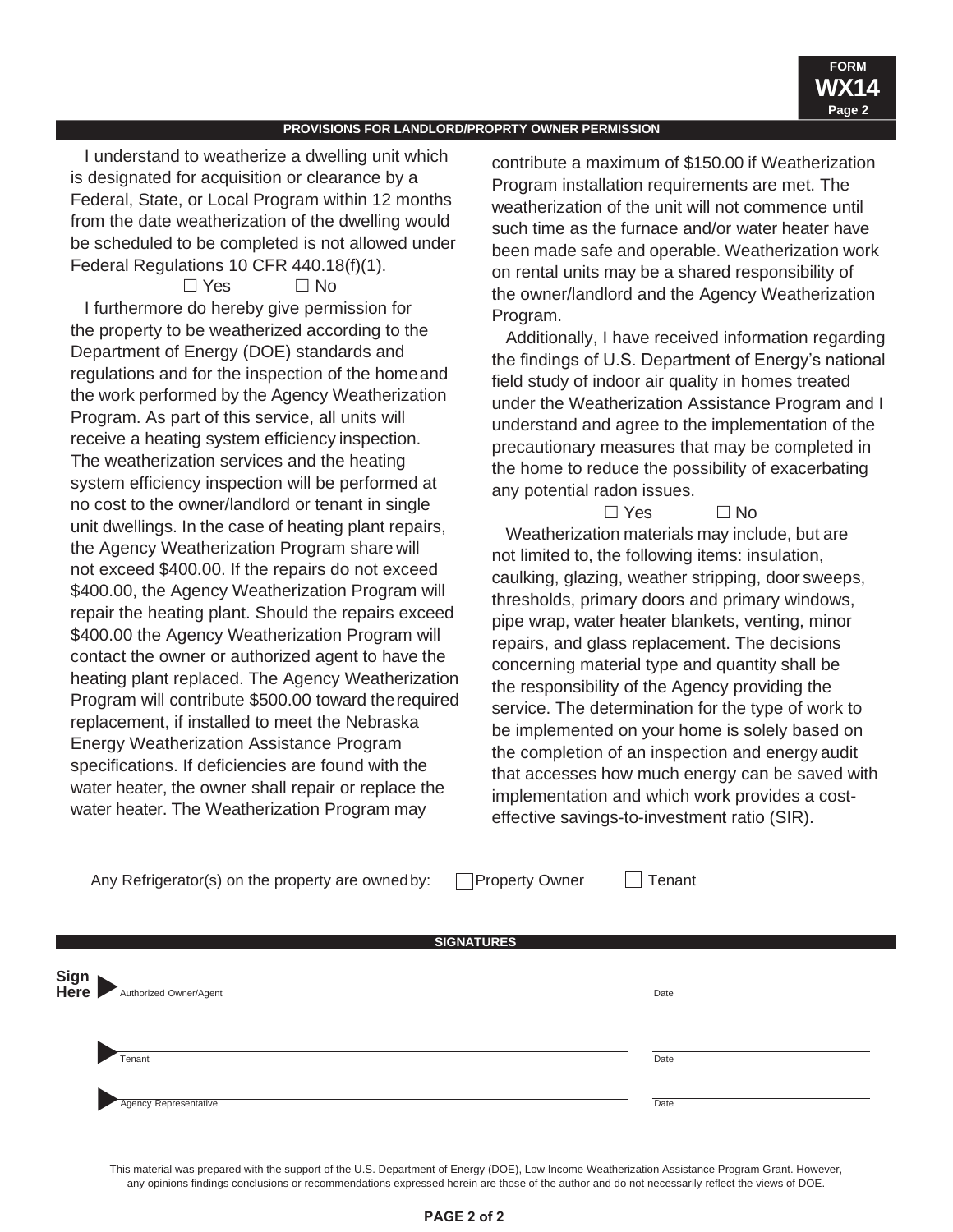**FORM WX14**

## PROVISIONS FOR LANDLORD/PROPRTY OWNER PERMISSION

I understand to weatherize a dwelling unit which is designated for acquisition or clearance by a Federal, State, or Local Program within 12 months from the date weatherization of the dwelling would be scheduled to be completed is not allowed under Federal Regulations 10 CFR 440.18(f)(1).

☐ Yes ☐ No

I furthermore do hereby give permission for the property to be weatherized according to the Department of Energy (DOE) standards and regulations and for the inspection of the home and the work performed by the Agency Weatherization Program. As part of this service, all units will receive a heating system efficiency inspection. The weatherization services and the heating system efficiency inspection will be performed at no cost to the owner/landlord or tenant in single unit dwellings. In the case of heating plant repairs, the Agency Weatherization Program share will not exceed $400.00. If the repairs do not exceed $400.00, the Agency Weatherization Program will repair the heating plant. Should the repairs exceed $400.00 the Agency Weatherization Program will contact the owner or authorized agent to have the heating plant replaced. The Agency Weatherization Program will contribute $500.00 toward the required replacement, if installed to meet the Nebraska Energy Weatherization Assistance Program specifications. If deficiencies are found with the water heater, the owner shall repair or replace the water heater. The Weatherization Program may contribute a maximum of $150.00 if Weatherization Program installation requirements are met. The weatherization of the unit will not commence until such time as the furnace and/or water heater have been made safe and operable. Weatherization work on rental units may be a shared responsibility of the owner/landlord and the Agency Weatherization Program.

Additionally, I have received information regarding the findings of U.S. Department of Energy's national field study of indoor air quality in homes treated under the Weatherization Assistance Program and I understand and agree to the implementation of the precautionary measures that may be completed in the home to reduce the possibility of exacerbating any potential radon issues.

☐ Yes ☐ No

Weatherization materials may include, but are not limited to, the following items: insulation, caulking, glazing, weather stripping, door sweeps, thresholds, primary doors and primary windows, pipe wrap, water heater blankets, venting, minor repairs, and glass replacement. The decisions concerning material type and quantity shall be the responsibility of the Agency providing the service. The determination for the type of work to be implemented on your home is solely based on the completion of an inspection and energy audit that accesses how much energy can be saved with implementation and which work provides a cost-effective savings-to-investment ratio (SIR).

Any Refrigerator(s) on the property are owned by: ☐ Property Owner ☐ Tenant

## SIGNATURES

**Sign Here** ▶ \_\_\_\_\_\_\_\_\_\_\_\_\_\_\_\_\_\_\_\_\_\_\_\_\_\_\_\_\_\_ \_\_\_\_\_\_\_\_\_\_\_\_\_\_
Authorized Owner/Agent — Date

▶ \_\_\_\_\_\_\_\_\_\_\_\_\_\_\_\_\_\_\_\_\_\_\_\_\_\_\_\_\_\_ \_\_\_\_\_\_\_\_\_\_\_\_\_\_
Tenant — Date

▶ \_\_\_\_\_\_\_\_\_\_\_\_\_\_\_\_\_\_\_\_\_\_\_\_\_\_\_\_\_\_ \_\_\_\_\_\_\_\_\_\_\_\_\_\_
Agency Representative — Date

This material was prepared with the support of the U.S. Department of Energy (DOE), Low Income Weatherization Assistance Program Grant. However, any opinions findings conclusions or recommendations expressed herein are those of the author and do not necessarily reflect the views of DOE.